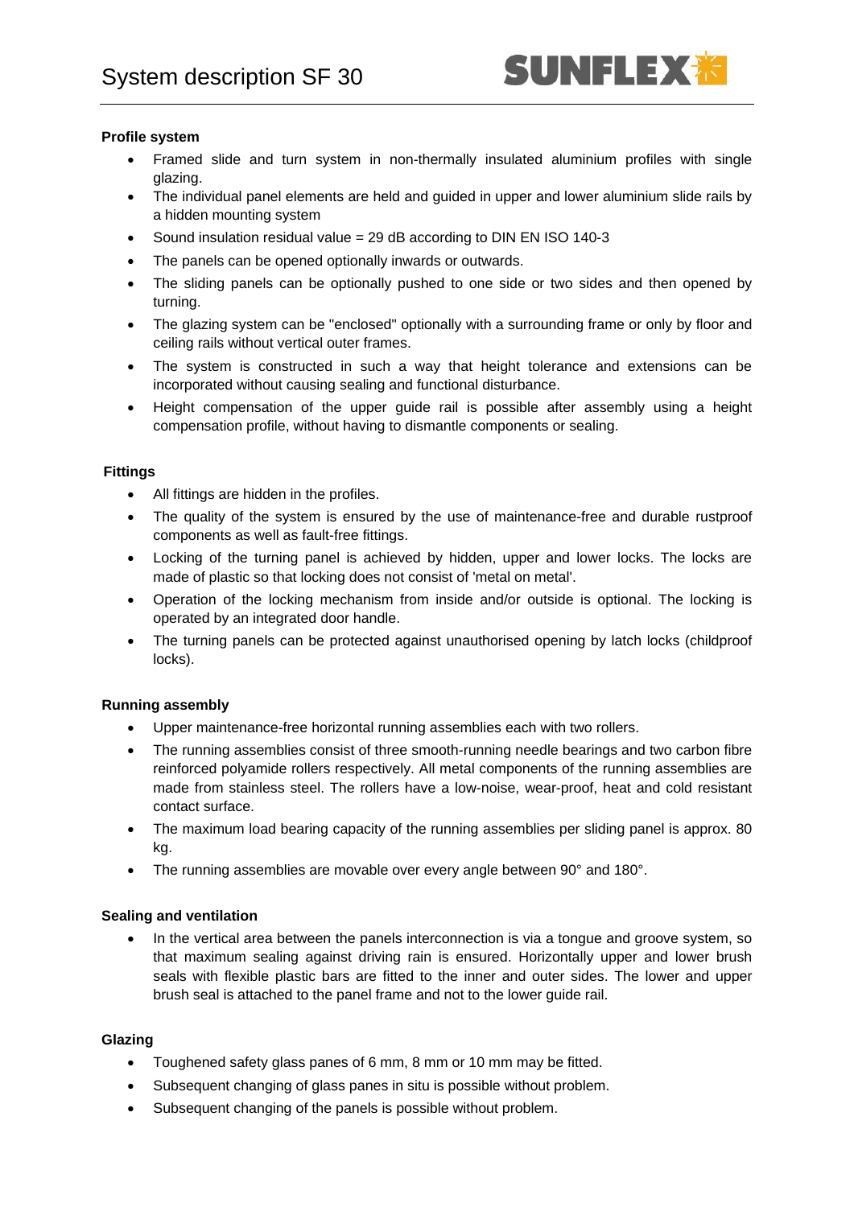# System description SF 30

**Profile system**

- Framed slide and turn system in non-thermally insulated aluminium profiles with single glazing.
- The individual panel elements are held and guided in upper and lower aluminium slide rails by a hidden mounting system
- Sound insulation residual value = 29 dB according to DIN EN ISO 140-3
- The panels can be opened optionally inwards or outwards.
- The sliding panels can be optionally pushed to one side or two sides and then opened by turning.
- The glazing system can be "enclosed" optionally with a surrounding frame or only by floor and ceiling rails without vertical outer frames.
- The system is constructed in such a way that height tolerance and extensions can be incorporated without causing sealing and functional disturbance.
- Height compensation of the upper guide rail is possible after assembly using a height compensation profile, without having to dismantle components or sealing.

**Fittings**

- All fittings are hidden in the profiles.
- The quality of the system is ensured by the use of maintenance-free and durable rustproof components as well as fault-free fittings.
- Locking of the turning panel is achieved by hidden, upper and lower locks. The locks are made of plastic so that locking does not consist of 'metal on metal'.
- Operation of the locking mechanism from inside and/or outside is optional. The locking is operated by an integrated door handle.
- The turning panels can be protected against unauthorised opening by latch locks (childproof locks).

**Running assembly**

- Upper maintenance-free horizontal running assemblies each with two rollers.
- The running assemblies consist of three smooth-running needle bearings and two carbon fibre reinforced polyamide rollers respectively. All metal components of the running assemblies are made from stainless steel. The rollers have a low-noise, wear-proof, heat and cold resistant contact surface.
- The maximum load bearing capacity of the running assemblies per sliding panel is approx. 80 kg.
- The running assemblies are movable over every angle between 90° and 180°.

**Sealing and ventilation**

- In the vertical area between the panels interconnection is via a tongue and groove system, so that maximum sealing against driving rain is ensured. Horizontally upper and lower brush seals with flexible plastic bars are fitted to the inner and outer sides. The lower and upper brush seal is attached to the panel frame and not to the lower guide rail.

**Glazing**

- Toughened safety glass panes of 6 mm, 8 mm or 10 mm may be fitted.
- Subsequent changing of glass panes in situ is possible without problem.
- Subsequent changing of the panels is possible without problem.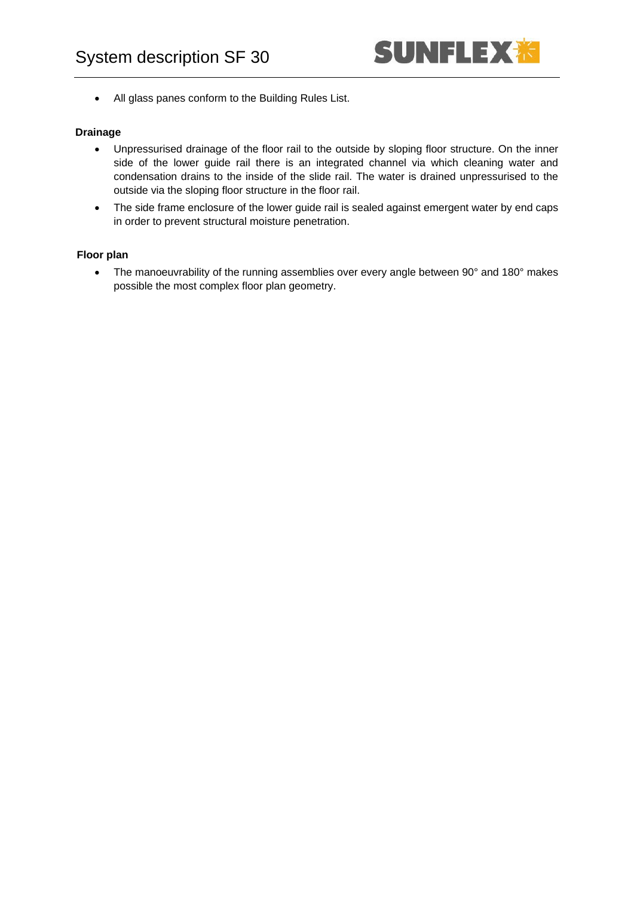- All glass panes conform to the Building Rules List.

**Drainage**

- Unpressurised drainage of the floor rail to the outside by sloping floor structure. On the inner side of the lower guide rail there is an integrated channel via which cleaning water and condensation drains to the inside of the slide rail. The water is drained unpressurised to the outside via the sloping floor structure in the floor rail.
- The side frame enclosure of the lower guide rail is sealed against emergent water by end caps in order to prevent structural moisture penetration.

**Floor plan**

- The manoeuvrability of the running assemblies over every angle between 90° and 180° makes possible the most complex floor plan geometry.